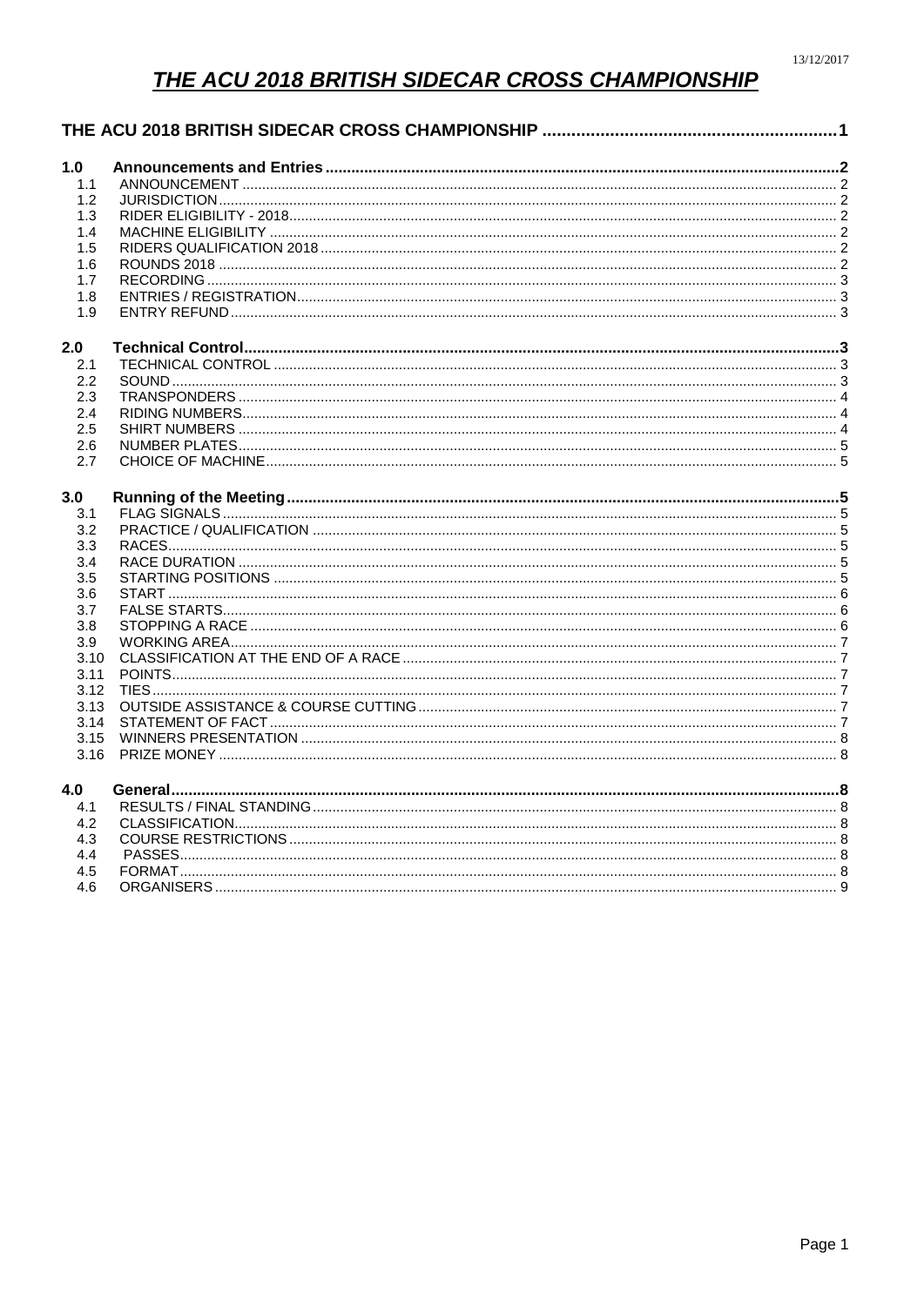13/12/2017

# THE ACU 2018 BRITISH SIDECAR CROSS CHAMPIONSHIP

**THE ACU 2018 BRITISH SIDECAR CROSS CHAMPIONSHIP ..... 1**

**1.0 Announcements and Entries ..... 2**
- 1.1 ANNOUNCEMENT ..... 2
- 1.2 JURISDICTION ..... 2
- 1.3 RIDER ELIGIBILITY - 2018 ..... 2
- 1.4 MACHINE ELIGIBILITY ..... 2
- 1.5 RIDERS QUALIFICATION 2018 ..... 2
- 1.6 ROUNDS 2018 ..... 2
- 1.7 RECORDING ..... 3
- 1.8 ENTRIES / REGISTRATION ..... 3
- 1.9 ENTRY REFUND ..... 3

**2.0 Technical Control ..... 3**
- 2.1 TECHNICAL CONTROL ..... 3
- 2.2 SOUND ..... 3
- 2.3 TRANSPONDERS ..... 4
- 2.4 RIDING NUMBERS ..... 4
- 2.5 SHIRT NUMBERS ..... 4
- 2.6 NUMBER PLATES ..... 5
- 2.7 CHOICE OF MACHINE ..... 5

**3.0 Running of the Meeting ..... 5**
- 3.1 FLAG SIGNALS ..... 5
- 3.2 PRACTICE / QUALIFICATION ..... 5
- 3.3 RACES ..... 5
- 3.4 RACE DURATION ..... 5
- 3.5 STARTING POSITIONS ..... 5
- 3.6 START ..... 6
- 3.7 FALSE STARTS ..... 6
- 3.8 STOPPING A RACE ..... 6
- 3.9 WORKING AREA ..... 7
- 3.10 CLASSIFICATION AT THE END OF A RACE ..... 7
- 3.11 POINTS ..... 7
- 3.12 TIES ..... 7
- 3.13 OUTSIDE ASSISTANCE & COURSE CUTTING ..... 7
- 3.14 STATEMENT OF FACT ..... 7
- 3.15 WINNERS PRESENTATION ..... 8
- 3.16 PRIZE MONEY ..... 8

**4.0 General ..... 8**
- 4.1 RESULTS / FINAL STANDING ..... 8
- 4.2 CLASSIFICATION ..... 8
- 4.3 COURSE RESTRICTIONS ..... 8
- 4.4 PASSES ..... 8
- 4.5 FORMAT ..... 8
- 4.6 ORGANISERS ..... 9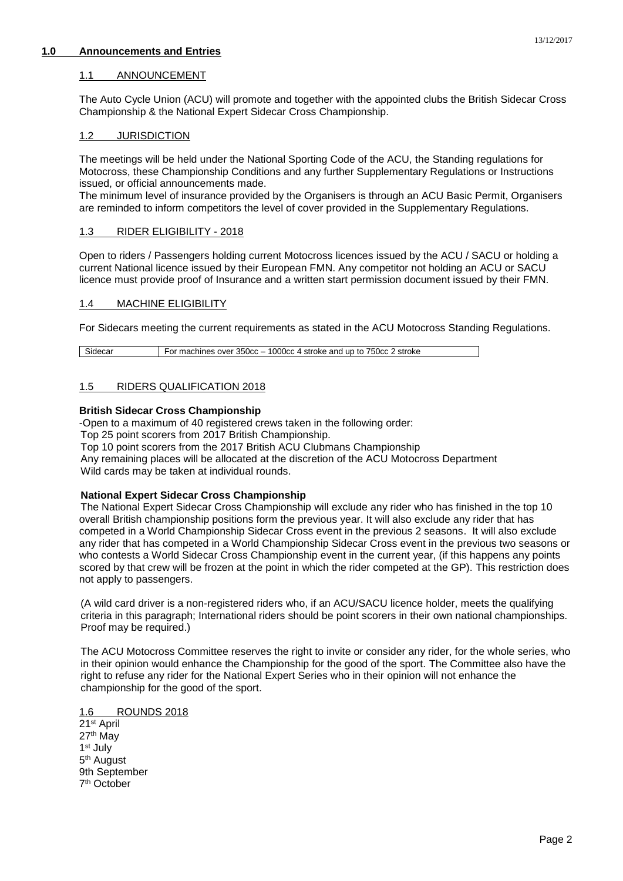## 1.0 Announcements and Entries

### 1.1 ANNOUNCEMENT

The Auto Cycle Union (ACU) will promote and together with the appointed clubs the British Sidecar Cross Championship & the National Expert Sidecar Cross Championship.

### 1.2 JURISDICTION

The meetings will be held under the National Sporting Code of the ACU, the Standing regulations for Motocross, these Championship Conditions and any further Supplementary Regulations or Instructions issued, or official announcements made.

The minimum level of insurance provided by the Organisers is through an ACU Basic Permit, Organisers are reminded to inform competitors the level of cover provided in the Supplementary Regulations.

### 1.3 RIDER ELIGIBILITY - 2018

Open to riders / Passengers holding current Motocross licences issued by the ACU / SACU or holding a current National licence issued by their European FMN. Any competitor not holding an ACU or SACU licence must provide proof of Insurance and a written start permission document issued by their FMN.

### 1.4 MACHINE ELIGIBILITY

For Sidecars meeting the current requirements as stated in the ACU Motocross Standing Regulations.

| Sidecar | For machines over 350cc – 1000cc 4 stroke and up to 750cc 2 stroke |
|---|---|

### 1.5 RIDERS QUALIFICATION 2018

**British Sidecar Cross Championship**

-Open to a maximum of 40 registered crews taken in the following order:
Top 25 point scorers from 2017 British Championship.
Top 10 point scorers from the 2017 British ACU Clubmans Championship
Any remaining places will be allocated at the discretion of the ACU Motocross Department
Wild cards may be taken at individual rounds.

**National Expert Sidecar Cross Championship**

The National Expert Sidecar Cross Championship will exclude any rider who has finished in the top 10 overall British championship positions form the previous year. It will also exclude any rider that has competed in a World Championship Sidecar Cross event in the previous 2 seasons. It will also exclude any rider that has competed in a World Championship Sidecar Cross event in the previous two seasons or who contests a World Sidecar Cross Championship event in the current year, (if this happens any points scored by that crew will be frozen at the point in which the rider competed at the GP). This restriction does not apply to passengers.

(A wild card driver is a non-registered riders who, if an ACU/SACU licence holder, meets the qualifying criteria in this paragraph; International riders should be point scorers in their own national championships. Proof may be required.)

The ACU Motocross Committee reserves the right to invite or consider any rider, for the whole series, who in their opinion would enhance the Championship for the good of the sport. The Committee also have the right to refuse any rider for the National Expert Series who in their opinion will not enhance the championship for the good of the sport.

### 1.6 ROUNDS 2018

21st April
27th May
1st July
5th August
9th September
7th October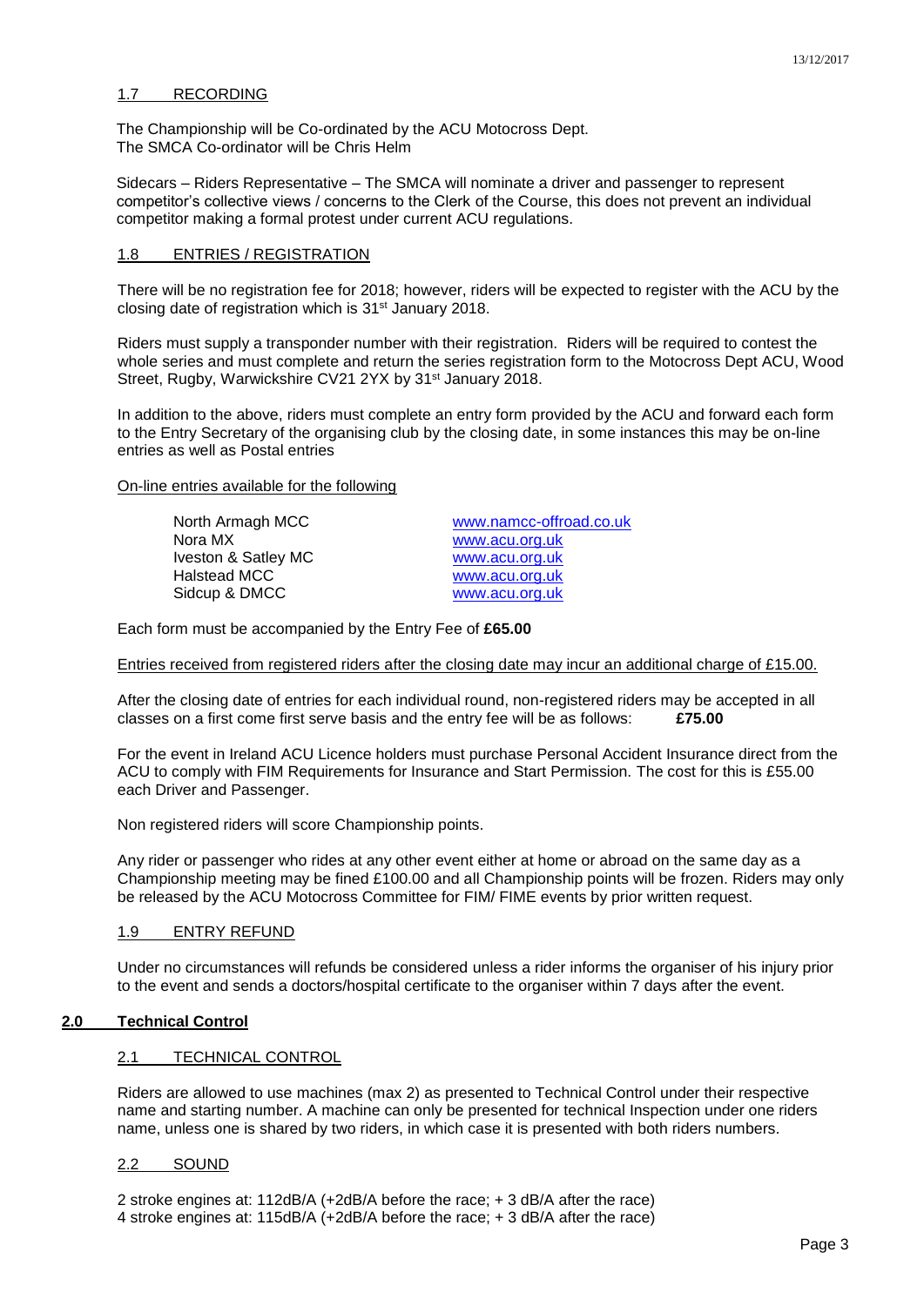### 1.7 RECORDING

The Championship will be Co-ordinated by the ACU Motocross Dept.
The SMCA Co-ordinator will be Chris Helm

Sidecars – Riders Representative – The SMCA will nominate a driver and passenger to represent competitor's collective views / concerns to the Clerk of the Course, this does not prevent an individual competitor making a formal protest under current ACU regulations.

### 1.8 ENTRIES / REGISTRATION

There will be no registration fee for 2018; however, riders will be expected to register with the ACU by the closing date of registration which is 31st January 2018.

Riders must supply a transponder number with their registration. Riders will be required to contest the whole series and must complete and return the series registration form to the Motocross Dept ACU, Wood Street, Rugby, Warwickshire CV21 2YX by 31st January 2018.

In addition to the above, riders must complete an entry form provided by the ACU and forward each form to the Entry Secretary of the organising club by the closing date, in some instances this may be on-line entries as well as Postal entries

On-line entries available for the following

| | |
|---|---|
| North Armagh MCC | www.namcc-offroad.co.uk |
| Nora MX | www.acu.org.uk |
| Iveston & Satley MC | www.acu.org.uk |
| Halstead MCC | www.acu.org.uk |
| Sidcup & DMCC | www.acu.org.uk |

Each form must be accompanied by the Entry Fee of **£65.00**

Entries received from registered riders after the closing date may incur an additional charge of £15.00.

After the closing date of entries for each individual round, non-registered riders may be accepted in all classes on a first come first serve basis and the entry fee will be as follows: **£75.00**

For the event in Ireland ACU Licence holders must purchase Personal Accident Insurance direct from the ACU to comply with FIM Requirements for Insurance and Start Permission. The cost for this is £55.00 each Driver and Passenger.

Non registered riders will score Championship points.

Any rider or passenger who rides at any other event either at home or abroad on the same day as a Championship meeting may be fined £100.00 and all Championship points will be frozen. Riders may only be released by the ACU Motocross Committee for FIM/ FIME events by prior written request.

### 1.9 ENTRY REFUND

Under no circumstances will refunds be considered unless a rider informs the organiser of his injury prior to the event and sends a doctors/hospital certificate to the organiser within 7 days after the event.

## 2.0 Technical Control

### 2.1 TECHNICAL CONTROL

Riders are allowed to use machines (max 2) as presented to Technical Control under their respective name and starting number. A machine can only be presented for technical Inspection under one riders name, unless one is shared by two riders, in which case it is presented with both riders numbers.

### 2.2 SOUND

2 stroke engines at: 112dB/A (+2dB/A before the race; + 3 dB/A after the race)
4 stroke engines at: 115dB/A (+2dB/A before the race; + 3 dB/A after the race)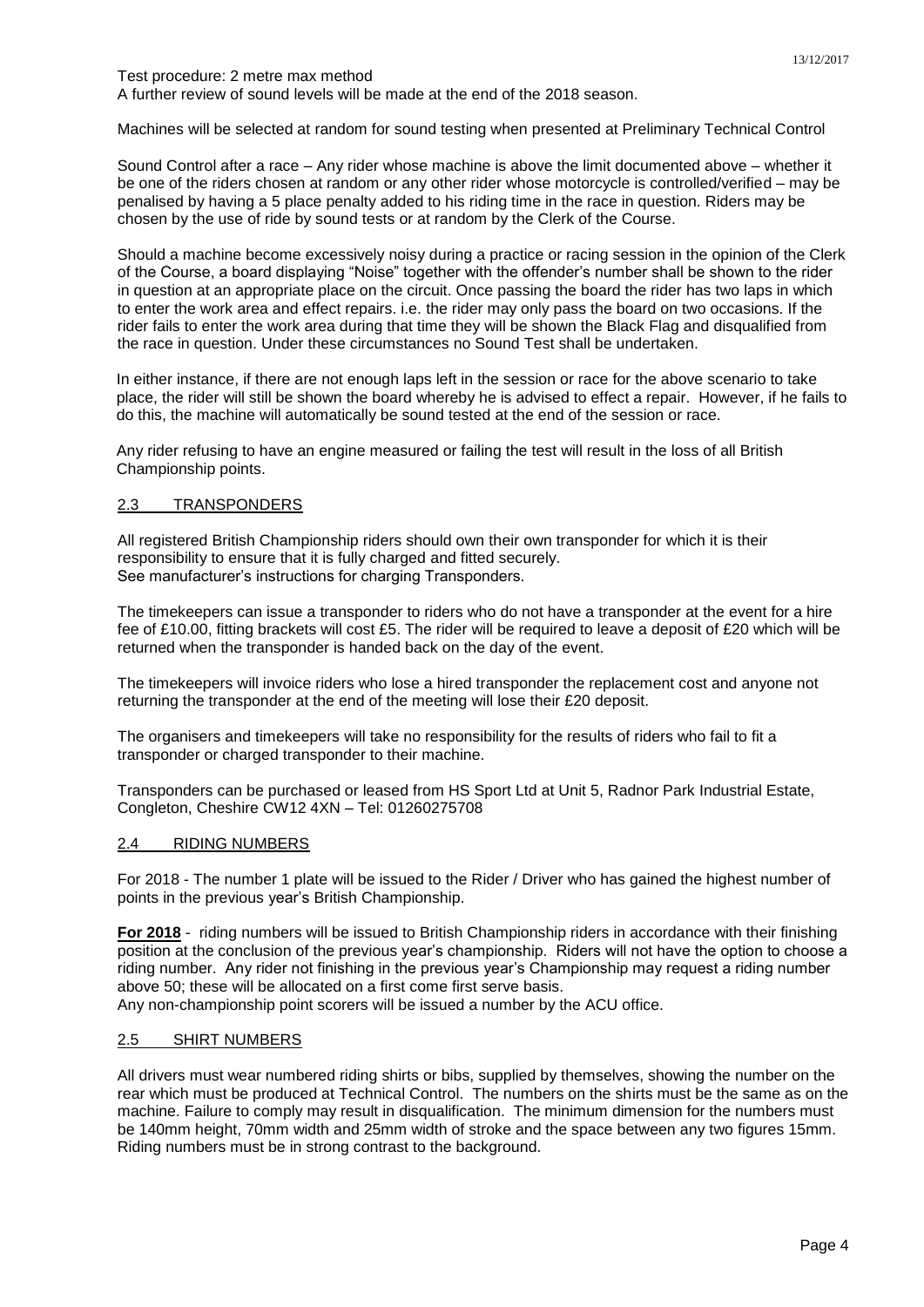Test procedure: 2 metre max method
A further review of sound levels will be made at the end of the 2018 season.

Machines will be selected at random for sound testing when presented at Preliminary Technical Control

Sound Control after a race – Any rider whose machine is above the limit documented above – whether it be one of the riders chosen at random or any other rider whose motorcycle is controlled/verified – may be penalised by having a 5 place penalty added to his riding time in the race in question. Riders may be chosen by the use of ride by sound tests or at random by the Clerk of the Course.

Should a machine become excessively noisy during a practice or racing session in the opinion of the Clerk of the Course, a board displaying "Noise" together with the offender's number shall be shown to the rider in question at an appropriate place on the circuit. Once passing the board the rider has two laps in which to enter the work area and effect repairs. i.e. the rider may only pass the board on two occasions. If the rider fails to enter the work area during that time they will be shown the Black Flag and disqualified from the race in question. Under these circumstances no Sound Test shall be undertaken.

In either instance, if there are not enough laps left in the session or race for the above scenario to take place, the rider will still be shown the board whereby he is advised to effect a repair. However, if he fails to do this, the machine will automatically be sound tested at the end of the session or race.

Any rider refusing to have an engine measured or failing the test will result in the loss of all British Championship points.

## 2.3 TRANSPONDERS

All registered British Championship riders should own their own transponder for which it is their responsibility to ensure that it is fully charged and fitted securely.
See manufacturer's instructions for charging Transponders.

The timekeepers can issue a transponder to riders who do not have a transponder at the event for a hire fee of £10.00, fitting brackets will cost £5. The rider will be required to leave a deposit of £20 which will be returned when the transponder is handed back on the day of the event.

The timekeepers will invoice riders who lose a hired transponder the replacement cost and anyone not returning the transponder at the end of the meeting will lose their £20 deposit.

The organisers and timekeepers will take no responsibility for the results of riders who fail to fit a transponder or charged transponder to their machine.

Transponders can be purchased or leased from HS Sport Ltd at Unit 5, Radnor Park Industrial Estate, Congleton, Cheshire CW12 4XN – Tel: 01260275708

## 2.4 RIDING NUMBERS

For 2018 - The number 1 plate will be issued to the Rider / Driver who has gained the highest number of points in the previous year's British Championship.

**For 2018** - riding numbers will be issued to British Championship riders in accordance with their finishing position at the conclusion of the previous year's championship. Riders will not have the option to choose a riding number. Any rider not finishing in the previous year's Championship may request a riding number above 50; these will be allocated on a first come first serve basis.
Any non-championship point scorers will be issued a number by the ACU office.

## 2.5 SHIRT NUMBERS

All drivers must wear numbered riding shirts or bibs, supplied by themselves, showing the number on the rear which must be produced at Technical Control. The numbers on the shirts must be the same as on the machine. Failure to comply may result in disqualification. The minimum dimension for the numbers must be 140mm height, 70mm width and 25mm width of stroke and the space between any two figures 15mm. Riding numbers must be in strong contrast to the background.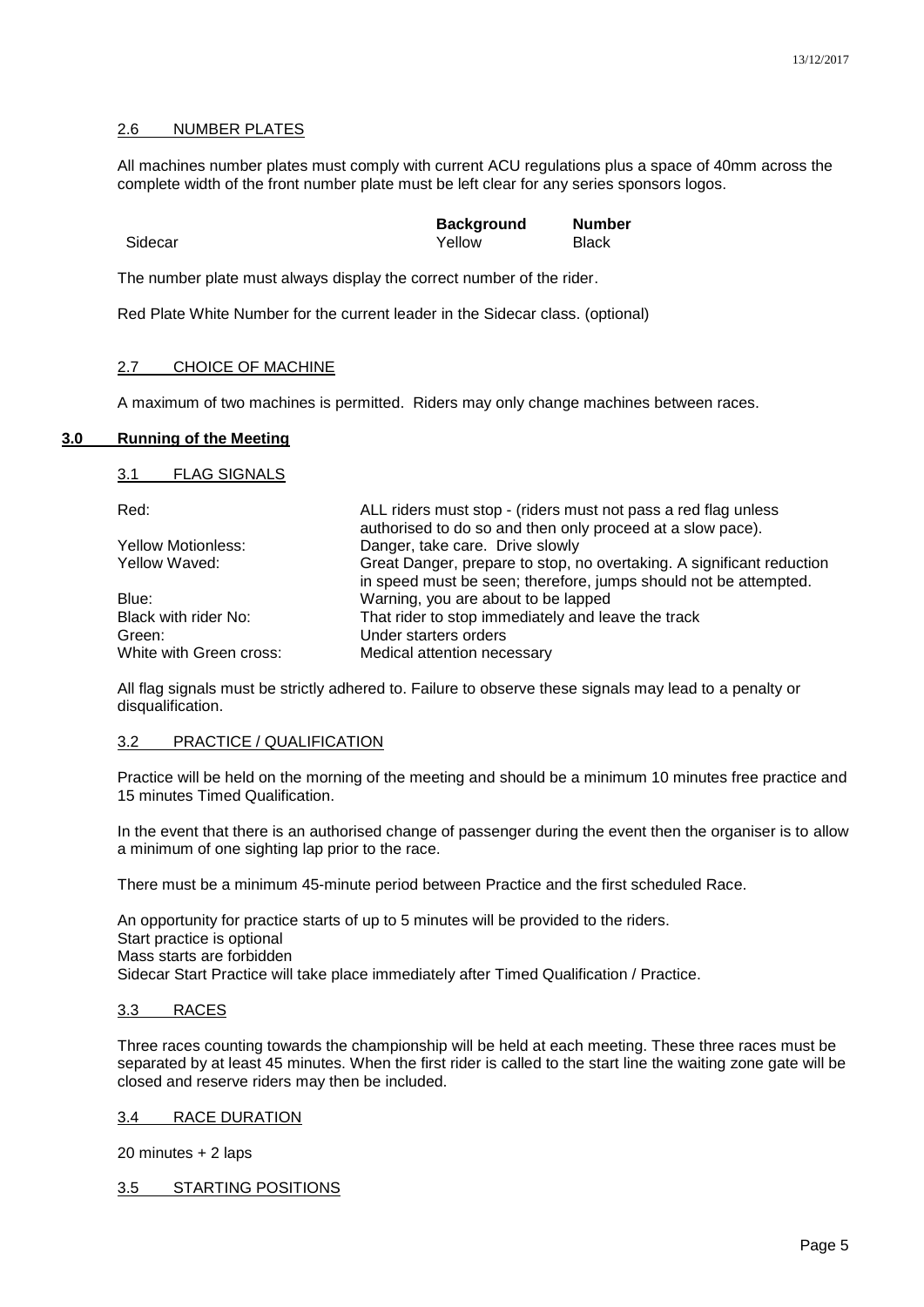### 2.6 NUMBER PLATES

All machines number plates must comply with current ACU regulations plus a space of 40mm across the complete width of the front number plate must be left clear for any series sponsors logos.

| | Background | Number |
|---|---|---|
| Sidecar | Yellow | Black |

The number plate must always display the correct number of the rider.

Red Plate White Number for the current leader in the Sidecar class. (optional)

### 2.7 CHOICE OF MACHINE

A maximum of two machines is permitted. Riders may only change machines between races.

## 3.0 Running of the Meeting

### 3.1 FLAG SIGNALS

| | |
|---|---|
| Red: | ALL riders must stop - (riders must not pass a red flag unless authorised to do so and then only proceed at a slow pace). |
| Yellow Motionless: | Danger, take care. Drive slowly |
| Yellow Waved: | Great Danger, prepare to stop, no overtaking. A significant reduction in speed must be seen; therefore, jumps should not be attempted. |
| Blue: | Warning, you are about to be lapped |
| Black with rider No: | That rider to stop immediately and leave the track |
| Green: | Under starters orders |
| White with Green cross: | Medical attention necessary |

All flag signals must be strictly adhered to. Failure to observe these signals may lead to a penalty or disqualification.

### 3.2 PRACTICE / QUALIFICATION

Practice will be held on the morning of the meeting and should be a minimum 10 minutes free practice and 15 minutes Timed Qualification.

In the event that there is an authorised change of passenger during the event then the organiser is to allow a minimum of one sighting lap prior to the race.

There must be a minimum 45-minute period between Practice and the first scheduled Race.

An opportunity for practice starts of up to 5 minutes will be provided to the riders.
Start practice is optional
Mass starts are forbidden
Sidecar Start Practice will take place immediately after Timed Qualification / Practice.

### 3.3 RACES

Three races counting towards the championship will be held at each meeting. These three races must be separated by at least 45 minutes. When the first rider is called to the start line the waiting zone gate will be closed and reserve riders may then be included.

### 3.4 RACE DURATION

20 minutes + 2 laps

### 3.5 STARTING POSITIONS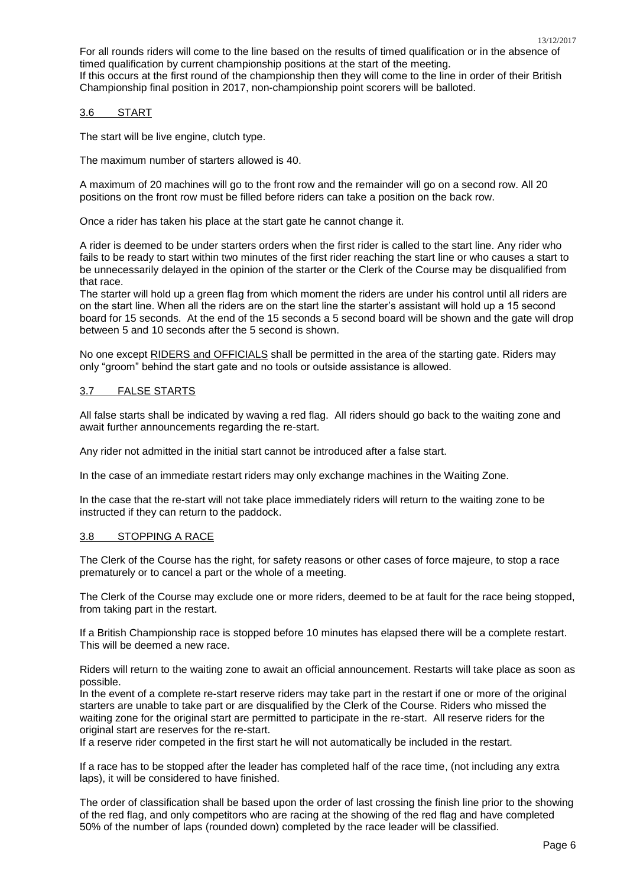For all rounds riders will come to the line based on the results of timed qualification or in the absence of timed qualification by current championship positions at the start of the meeting.
If this occurs at the first round of the championship then they will come to the line in order of their British Championship final position in 2017, non-championship point scorers will be balloted.

### 3.6 START

The start will be live engine, clutch type.

The maximum number of starters allowed is 40.

A maximum of 20 machines will go to the front row and the remainder will go on a second row. All 20 positions on the front row must be filled before riders can take a position on the back row.

Once a rider has taken his place at the start gate he cannot change it.

A rider is deemed to be under starters orders when the first rider is called to the start line. Any rider who fails to be ready to start within two minutes of the first rider reaching the start line or who causes a start to be unnecessarily delayed in the opinion of the starter or the Clerk of the Course may be disqualified from that race.
The starter will hold up a green flag from which moment the riders are under his control until all riders are on the start line. When all the riders are on the start line the starter's assistant will hold up a 15 second board for 15 seconds. At the end of the 15 seconds a 5 second board will be shown and the gate will drop between 5 and 10 seconds after the 5 second is shown.

No one except RIDERS and OFFICIALS shall be permitted in the area of the starting gate. Riders may only "groom" behind the start gate and no tools or outside assistance is allowed.

### 3.7 FALSE STARTS

All false starts shall be indicated by waving a red flag. All riders should go back to the waiting zone and await further announcements regarding the re-start.

Any rider not admitted in the initial start cannot be introduced after a false start.

In the case of an immediate restart riders may only exchange machines in the Waiting Zone.

In the case that the re-start will not take place immediately riders will return to the waiting zone to be instructed if they can return to the paddock.

### 3.8 STOPPING A RACE

The Clerk of the Course has the right, for safety reasons or other cases of force majeure, to stop a race prematurely or to cancel a part or the whole of a meeting.

The Clerk of the Course may exclude one or more riders, deemed to be at fault for the race being stopped, from taking part in the restart.

If a British Championship race is stopped before 10 minutes has elapsed there will be a complete restart. This will be deemed a new race.

Riders will return to the waiting zone to await an official announcement. Restarts will take place as soon as possible.
In the event of a complete re-start reserve riders may take part in the restart if one or more of the original starters are unable to take part or are disqualified by the Clerk of the Course. Riders who missed the waiting zone for the original start are permitted to participate in the re-start. All reserve riders for the original start are reserves for the re-start.
If a reserve rider competed in the first start he will not automatically be included in the restart.

If a race has to be stopped after the leader has completed half of the race time, (not including any extra laps), it will be considered to have finished.

The order of classification shall be based upon the order of last crossing the finish line prior to the showing of the red flag, and only competitors who are racing at the showing of the red flag and have completed 50% of the number of laps (rounded down) completed by the race leader will be classified.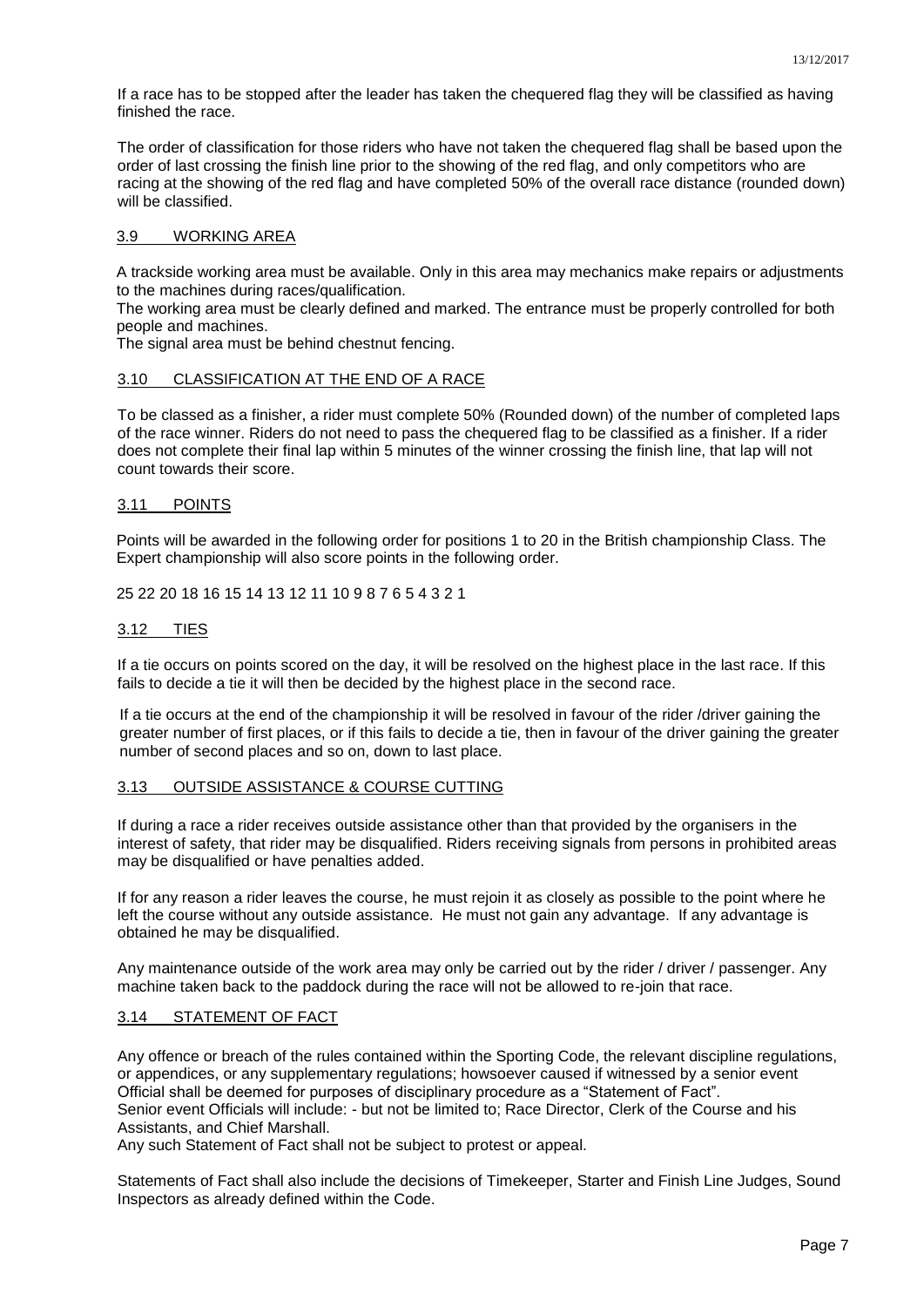If a race has to be stopped after the leader has taken the chequered flag they will be classified as having finished the race.

The order of classification for those riders who have not taken the chequered flag shall be based upon the order of last crossing the finish line prior to the showing of the red flag, and only competitors who are racing at the showing of the red flag and have completed 50% of the overall race distance (rounded down) will be classified.

### 3.9 WORKING AREA

A trackside working area must be available. Only in this area may mechanics make repairs or adjustments to the machines during races/qualification.
The working area must be clearly defined and marked. The entrance must be properly controlled for both people and machines.
The signal area must be behind chestnut fencing.

### 3.10 CLASSIFICATION AT THE END OF A RACE

To be classed as a finisher, a rider must complete 50% (Rounded down) of the number of completed laps of the race winner. Riders do not need to pass the chequered flag to be classified as a finisher. If a rider does not complete their final lap within 5 minutes of the winner crossing the finish line, that lap will not count towards their score.

### 3.11 POINTS

Points will be awarded in the following order for positions 1 to 20 in the British championship Class. The Expert championship will also score points in the following order.

25 22 20 18 16 15 14 13 12 11 10 9 8 7 6 5 4 3 2 1

### 3.12 TIES

If a tie occurs on points scored on the day, it will be resolved on the highest place in the last race. If this fails to decide a tie it will then be decided by the highest place in the second race.

If a tie occurs at the end of the championship it will be resolved in favour of the rider /driver gaining the greater number of first places, or if this fails to decide a tie, then in favour of the driver gaining the greater number of second places and so on, down to last place.

### 3.13 OUTSIDE ASSISTANCE & COURSE CUTTING

If during a race a rider receives outside assistance other than that provided by the organisers in the interest of safety, that rider may be disqualified. Riders receiving signals from persons in prohibited areas may be disqualified or have penalties added.

If for any reason a rider leaves the course, he must rejoin it as closely as possible to the point where he left the course without any outside assistance. He must not gain any advantage. If any advantage is obtained he may be disqualified.

Any maintenance outside of the work area may only be carried out by the rider / driver / passenger. Any machine taken back to the paddock during the race will not be allowed to re-join that race.

### 3.14 STATEMENT OF FACT

Any offence or breach of the rules contained within the Sporting Code, the relevant discipline regulations, or appendices, or any supplementary regulations; howsoever caused if witnessed by a senior event Official shall be deemed for purposes of disciplinary procedure as a "Statement of Fact".
Senior event Officials will include: - but not be limited to; Race Director, Clerk of the Course and his Assistants, and Chief Marshall.
Any such Statement of Fact shall not be subject to protest or appeal.

Statements of Fact shall also include the decisions of Timekeeper, Starter and Finish Line Judges, Sound Inspectors as already defined within the Code.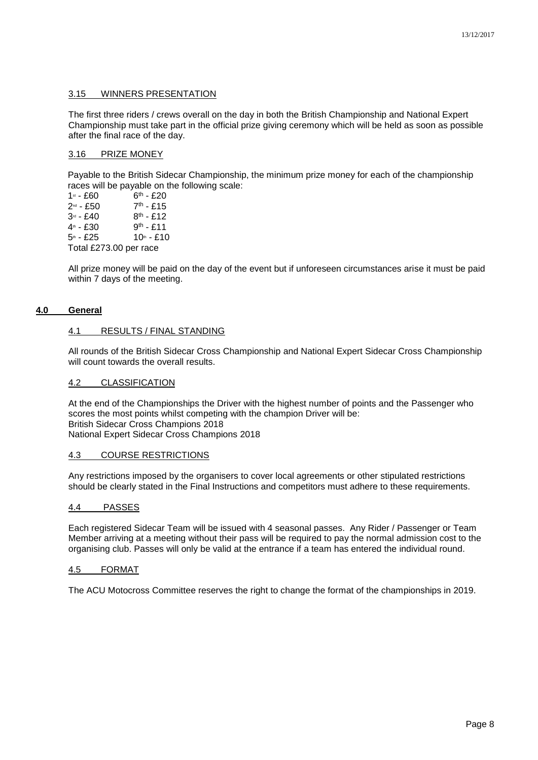### 3.15 WINNERS PRESENTATION

The first three riders / crews overall on the day in both the British Championship and National Expert Championship must take part in the official prize giving ceremony which will be held as soon as possible after the final race of the day.

### 3.16 PRIZE MONEY

Payable to the British Sidecar Championship, the minimum prize money for each of the championship races will be payable on the following scale:

| | |
|---|---|
| 1st - £60 | 6th - £20 |
| 2nd - £50 | 7th - £15 |
| 3rd - £40 | 8th - £12 |
| 4th - £30 | 9th - £11 |
| 5th - £25 | 10th - £10 |

Total £273.00 per race

All prize money will be paid on the day of the event but if unforeseen circumstances arise it must be paid within 7 days of the meeting.

## 4.0 General

### 4.1 RESULTS / FINAL STANDING

All rounds of the British Sidecar Cross Championship and National Expert Sidecar Cross Championship will count towards the overall results.

### 4.2 CLASSIFICATION

At the end of the Championships the Driver with the highest number of points and the Passenger who scores the most points whilst competing with the champion Driver will be:
British Sidecar Cross Champions 2018
National Expert Sidecar Cross Champions 2018

### 4.3 COURSE RESTRICTIONS

Any restrictions imposed by the organisers to cover local agreements or other stipulated restrictions should be clearly stated in the Final Instructions and competitors must adhere to these requirements.

### 4.4 PASSES

Each registered Sidecar Team will be issued with 4 seasonal passes. Any Rider / Passenger or Team Member arriving at a meeting without their pass will be required to pay the normal admission cost to the organising club. Passes will only be valid at the entrance if a team has entered the individual round.

### 4.5 FORMAT

The ACU Motocross Committee reserves the right to change the format of the championships in 2019.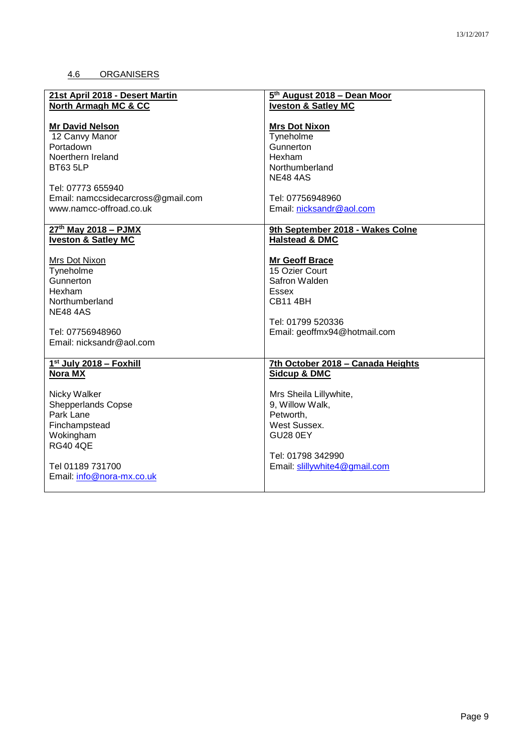## 4.6 ORGANISERS

| | |
|---|---|
| **21st April 2018 - Desert Martin**<br>**North Armagh MC & CC**<br><br>**Mr David Nelson**<br>12 Canvy Manor<br>Portadown<br>Noerthern Ireland<br>BT63 5LP<br><br>Tel: 07773 655940<br>Email: namccsidecarcross@gmail.com<br>www.namcc-offroad.co.uk | **5th August 2018 – Dean Moor**<br>**Iveston & Satley MC**<br><br>**Mrs Dot Nixon**<br>Tyneholme<br>Gunnerton<br>Hexham<br>Northumberland<br>NE48 4AS<br><br>Tel: 07756948960<br>Email: nicksandr@aol.com |
| **27th May 2018 – PJMX**<br>**Iveston & Satley MC**<br><br>Mrs Dot Nixon<br>Tyneholme<br>Gunnerton<br>Hexham<br>Northumberland<br>NE48 4AS<br><br>Tel: 07756948960<br>Email: nicksandr@aol.com | **9th September 2018 - Wakes Colne**<br>**Halstead & DMC**<br><br>**Mr Geoff Brace**<br>15 Ozier Court<br>Safron Walden<br>Essex<br>CB11 4BH<br><br>Tel: 01799 520336<br>Email: geoffmx94@hotmail.com |
| **1st July 2018 – Foxhill**<br>**Nora MX**<br><br>Nicky Walker<br>Shepperlands Copse<br>Park Lane<br>Finchampstead<br>Wokingham<br>RG40 4QE<br><br>Tel 01189 731700<br>Email: info@nora-mx.co.uk | **7th October 2018 – Canada Heights**<br>**Sidcup & DMC**<br><br>Mrs Sheila Lillywhite,<br>9, Willow Walk,<br>Petworth,<br>West Sussex.<br>GU28 0EY<br><br>Tel: 01798 342990<br>Email: slillywhite4@gmail.com |